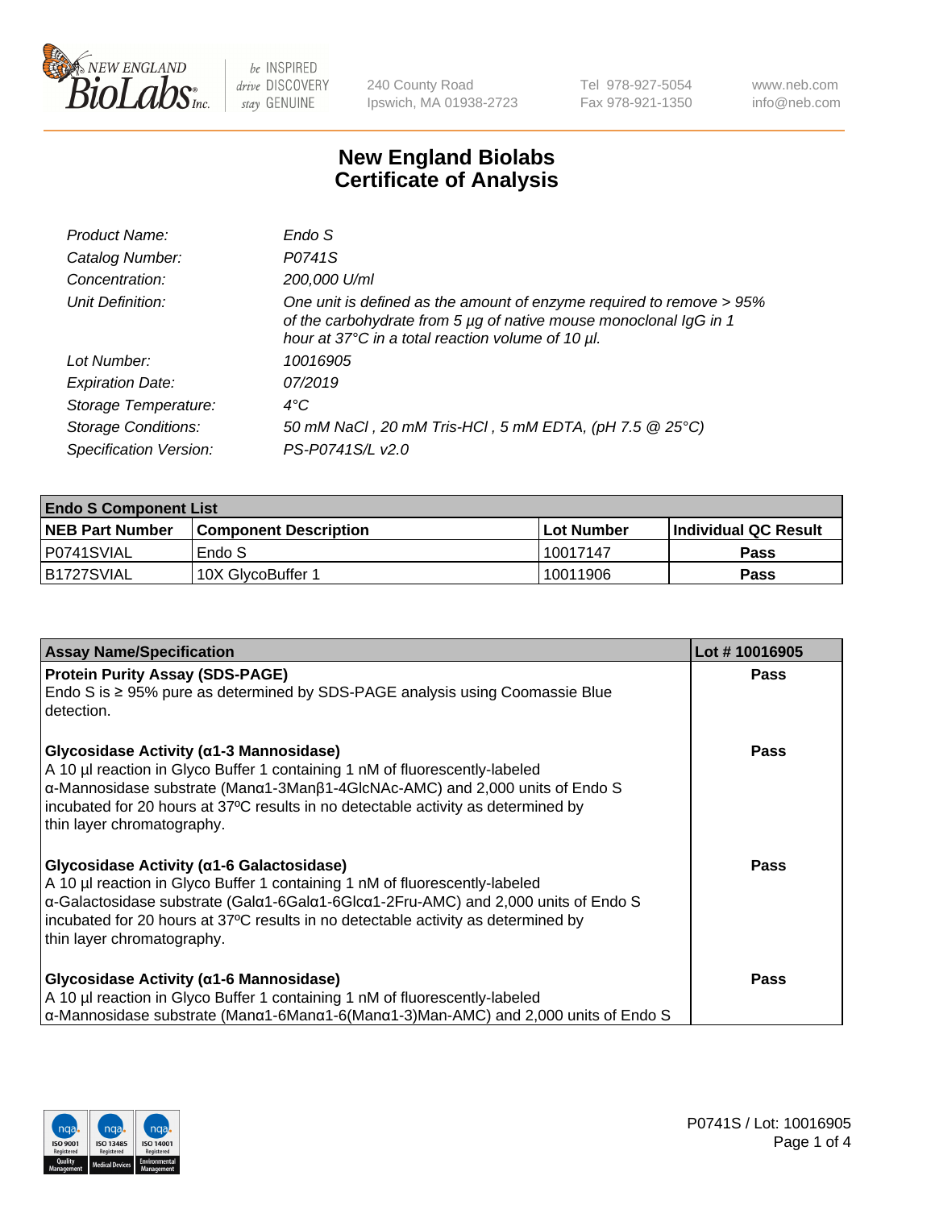# New England Biolabs Certificate of Analysis

| | |
|---|---|
| *Product Name:* | *Endo S* |
| *Catalog Number:* | *P0741S* |
| *Concentration:* | *200,000 U/ml* |
| *Unit Definition:* | *One unit is defined as the amount of enzyme required to remove > 95% of the carbohydrate from 5 µg of native mouse monoclonal IgG in 1 hour at 37°C in a total reaction volume of 10 µl.* |
| *Lot Number:* | *10016905* |
| *Expiration Date:* | *07/2019* |
| *Storage Temperature:* | *4°C* |
| *Storage Conditions:* | *50 mM NaCl , 20 mM Tris-HCl , 5 mM EDTA, (pH 7.5 @ 25°C)* |
| *Specification Version:* | *PS-P0741S/L v2.0* |

| Endo S Component List | | | |
|---|---|---|---|
| **NEB Part Number** | **Component Description** | **Lot Number** | **Individual QC Result** |
| P0741SVIAL | Endo S | 10017147 | **Pass** |
| B1727SVIAL | 10X GlycoBuffer 1 | 10011906 | **Pass** |

| Assay Name/Specification | Lot # 10016905 |
|---|---|
| **Protein Purity Assay (SDS-PAGE)**<br>Endo S is ≥ 95% pure as determined by SDS-PAGE analysis using Coomassie Blue detection. | **Pass** |
| **Glycosidase Activity (α1-3 Mannosidase)**<br>A 10 µl reaction in Glyco Buffer 1 containing 1 nM of fluorescently-labeled α-Mannosidase substrate (Manα1-3Manβ1-4GlcNAc-AMC) and 2,000 units of Endo S incubated for 20 hours at 37ºC results in no detectable activity as determined by thin layer chromatography. | **Pass** |
| **Glycosidase Activity (α1-6 Galactosidase)**<br>A 10 µl reaction in Glyco Buffer 1 containing 1 nM of fluorescently-labeled α-Galactosidase substrate (Galα1-6Galα1-6Glcα1-2Fru-AMC) and 2,000 units of Endo S incubated for 20 hours at 37ºC results in no detectable activity as determined by thin layer chromatography. | **Pass** |
| **Glycosidase Activity (α1-6 Mannosidase)**<br>A 10 µl reaction in Glyco Buffer 1 containing 1 nM of fluorescently-labeled α-Mannosidase substrate (Manα1-6Manα1-6(Manα1-3)Man-AMC) and 2,000 units of Endo S | **Pass** |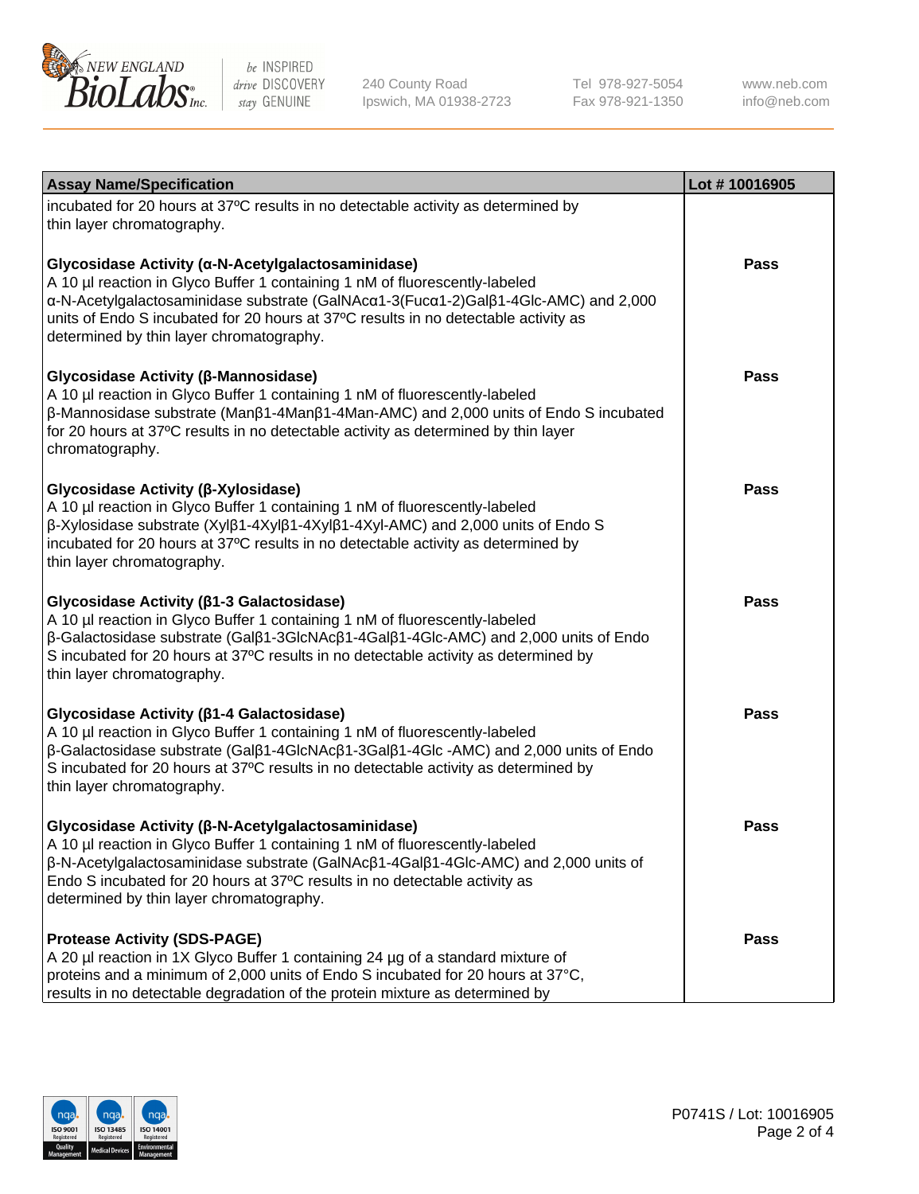| Assay Name/Specification | Lot # 10016905 |
|---|---|
| incubated for 20 hours at 37ºC results in no detectable activity as determined by thin layer chromatography. | |
| **Glycosidase Activity (α-N-Acetylgalactosaminidase)**<br>A 10 µl reaction in Glyco Buffer 1 containing 1 nM of fluorescently-labeled α-N-Acetylgalactosaminidase substrate (GalNAcα1-3(Fucα1-2)Galβ1-4Glc-AMC) and 2,000 units of Endo S incubated for 20 hours at 37ºC results in no detectable activity as determined by thin layer chromatography. | Pass |
| **Glycosidase Activity (β-Mannosidase)**<br>A 10 µl reaction in Glyco Buffer 1 containing 1 nM of fluorescently-labeled β-Mannosidase substrate (Manβ1-4Manβ1-4Man-AMC) and 2,000 units of Endo S incubated for 20 hours at 37ºC results in no detectable activity as determined by thin layer chromatography. | Pass |
| **Glycosidase Activity (β-Xylosidase)**<br>A 10 µl reaction in Glyco Buffer 1 containing 1 nM of fluorescently-labeled β-Xylosidase substrate (Xylβ1-4Xylβ1-4Xylβ1-4Xyl-AMC) and 2,000 units of Endo S incubated for 20 hours at 37ºC results in no detectable activity as determined by thin layer chromatography. | Pass |
| **Glycosidase Activity (β1-3 Galactosidase)**<br>A 10 µl reaction in Glyco Buffer 1 containing 1 nM of fluorescently-labeled β-Galactosidase substrate (Galβ1-3GlcNAcβ1-4Galβ1-4Glc-AMC) and 2,000 units of Endo S incubated for 20 hours at 37ºC results in no detectable activity as determined by thin layer chromatography. | Pass |
| **Glycosidase Activity (β1-4 Galactosidase)**<br>A 10 µl reaction in Glyco Buffer 1 containing 1 nM of fluorescently-labeled β-Galactosidase substrate (Galβ1-4GlcNAcβ1-3Galβ1-4Glc -AMC) and 2,000 units of Endo S incubated for 20 hours at 37ºC results in no detectable activity as determined by thin layer chromatography. | Pass |
| **Glycosidase Activity (β-N-Acetylgalactosaminidase)**<br>A 10 µl reaction in Glyco Buffer 1 containing 1 nM of fluorescently-labeled β-N-Acetylgalactosaminidase substrate (GalNAcβ1-4Galβ1-4Glc-AMC) and 2,000 units of Endo S incubated for 20 hours at 37ºC results in no detectable activity as determined by thin layer chromatography. | Pass |
| **Protease Activity (SDS-PAGE)**<br>A 20 µl reaction in 1X Glyco Buffer 1 containing 24 µg of a standard mixture of proteins and a minimum of 2,000 units of Endo S incubated for 20 hours at 37°C, results in no detectable degradation of the protein mixture as determined by | Pass |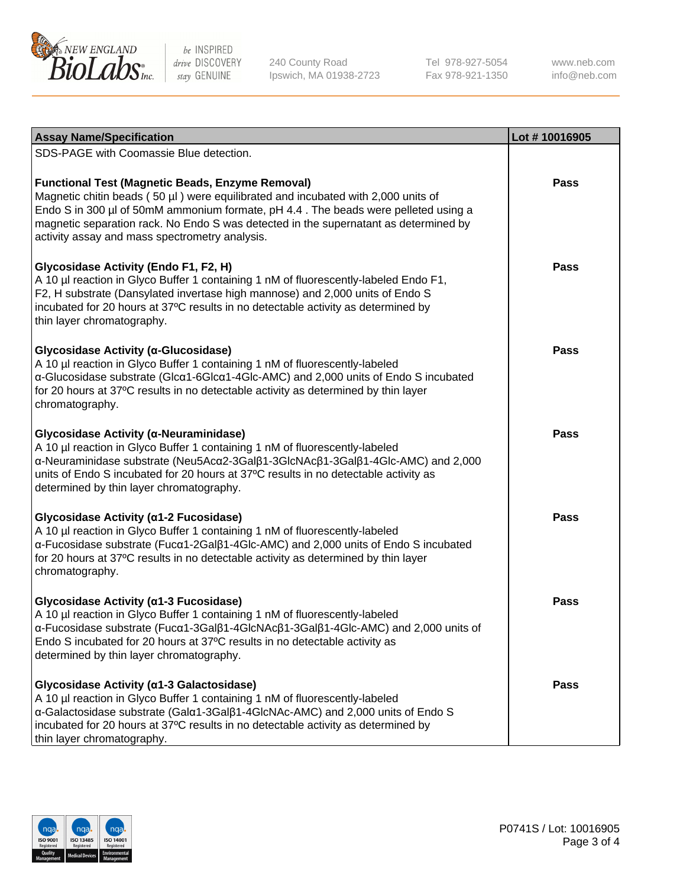| Assay Name/Specification | Lot # 10016905 |
| --- | --- |
| SDS-PAGE with Coomassie Blue detection. | |
| **Functional Test (Magnetic Beads, Enzyme Removal)**<br>Magnetic chitin beads ( 50 µl ) were equilibrated and incubated with 2,000 units of Endo S in 300 µl of 50mM ammonium formate, pH 4.4 . The beads were pelleted using a magnetic separation rack. No Endo S was detected in the supernatant as determined by activity assay and mass spectrometry analysis. | **Pass** |
| **Glycosidase Activity (Endo F1, F2, H)**<br>A 10 µl reaction in Glyco Buffer 1 containing 1 nM of fluorescently-labeled Endo F1, F2, H substrate (Dansylated invertase high mannose) and 2,000 units of Endo S incubated for 20 hours at 37ºC results in no detectable activity as determined by thin layer chromatography. | **Pass** |
| **Glycosidase Activity (α-Glucosidase)**<br>A 10 µl reaction in Glyco Buffer 1 containing 1 nM of fluorescently-labeled α-Glucosidase substrate (Glcα1-6Glcα1-4Glc-AMC) and 2,000 units of Endo S incubated for 20 hours at 37ºC results in no detectable activity as determined by thin layer chromatography. | **Pass** |
| **Glycosidase Activity (α-Neuraminidase)**<br>A 10 µl reaction in Glyco Buffer 1 containing 1 nM of fluorescently-labeled α-Neuraminidase substrate (Neu5Acα2-3Galβ1-3GlcNAcβ1-3Galβ1-4Glc-AMC) and 2,000 units of Endo S incubated for 20 hours at 37ºC results in no detectable activity as determined by thin layer chromatography. | **Pass** |
| **Glycosidase Activity (α1-2 Fucosidase)**<br>A 10 µl reaction in Glyco Buffer 1 containing 1 nM of fluorescently-labeled α-Fucosidase substrate (Fucα1-2Galβ1-4Glc-AMC) and 2,000 units of Endo S incubated for 20 hours at 37ºC results in no detectable activity as determined by thin layer chromatography. | **Pass** |
| **Glycosidase Activity (α1-3 Fucosidase)**<br>A 10 µl reaction in Glyco Buffer 1 containing 1 nM of fluorescently-labeled α-Fucosidase substrate (Fucα1-3Galβ1-4GlcNAcβ1-3Galβ1-4Glc-AMC) and 2,000 units of Endo S incubated for 20 hours at 37ºC results in no detectable activity as determined by thin layer chromatography. | **Pass** |
| **Glycosidase Activity (α1-3 Galactosidase)**<br>A 10 µl reaction in Glyco Buffer 1 containing 1 nM of fluorescently-labeled α-Galactosidase substrate (Galα1-3Galβ1-4GlcNAc-AMC) and 2,000 units of Endo S incubated for 20 hours at 37ºC results in no detectable activity as determined by thin layer chromatography. | **Pass** |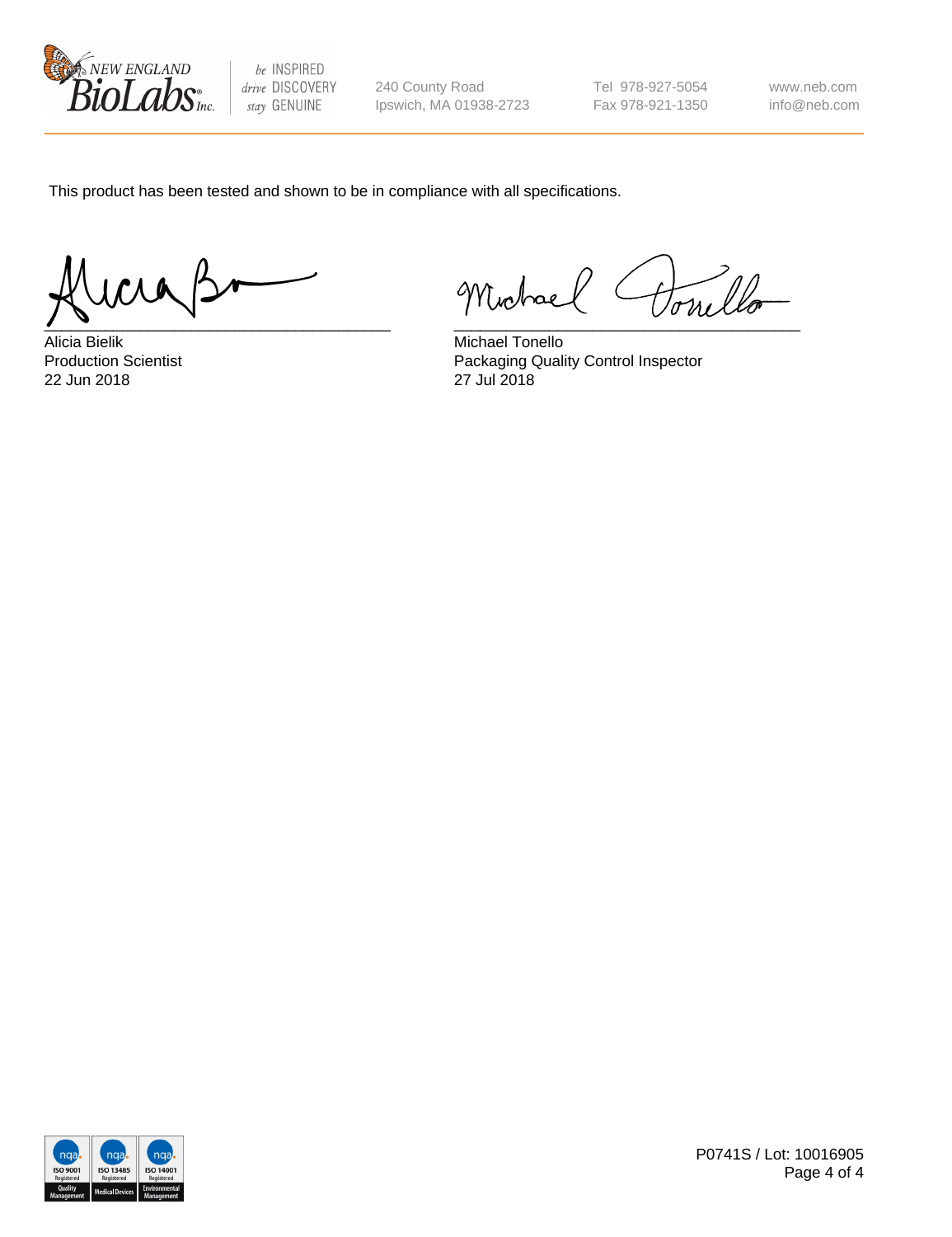This product has been tested and shown to be in compliance with all specifications.

Alicia Bielik
Production Scientist
22 Jun 2018

Michael Tonello
Packaging Quality Control Inspector
27 Jul 2018

P0741S / Lot: 10016905